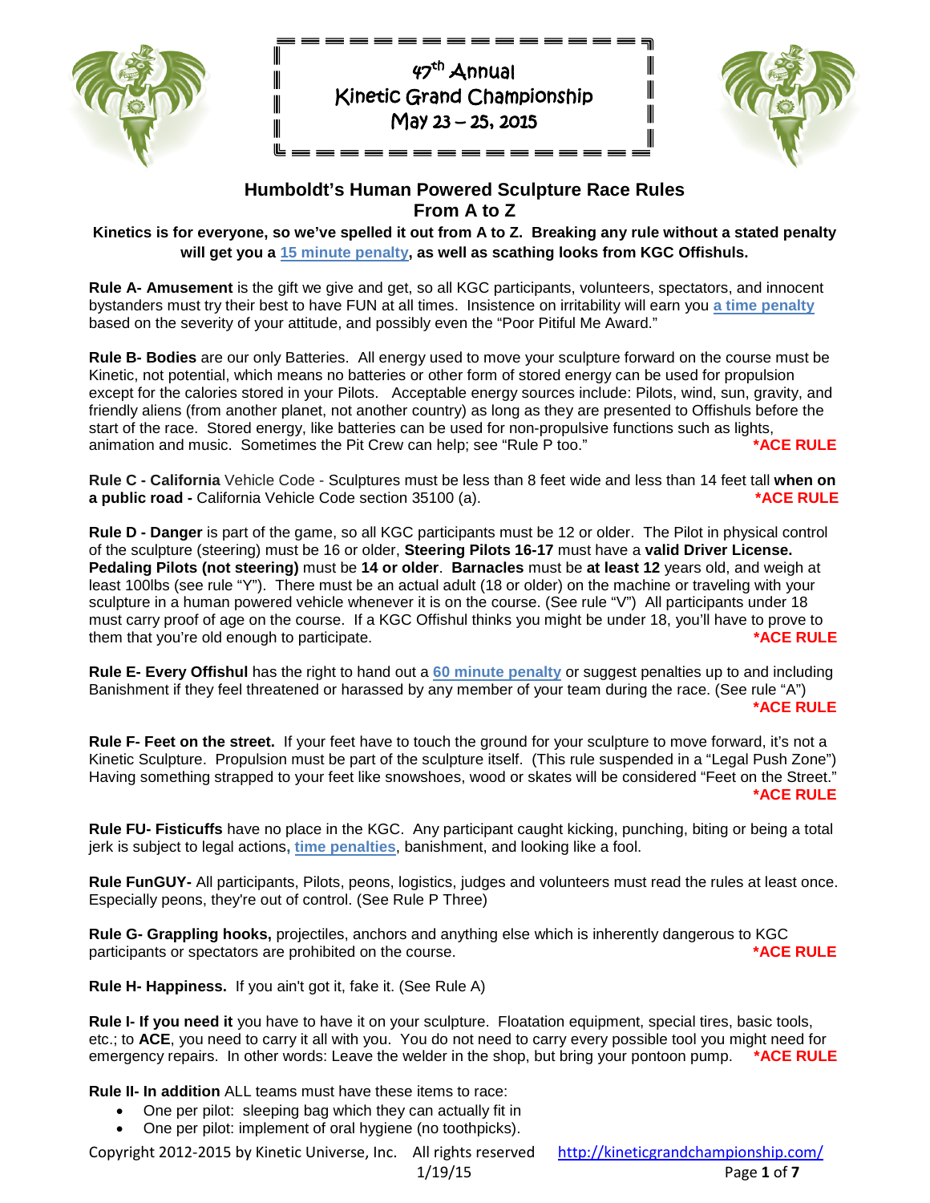# 47th Annual Kinetic Grand Championship May 23 – 25, 2015

## Humboldt's Human Powered Sculpture Race Rules From A to Z

**Kinetics is for everyone, so we've spelled it out from A to Z. Breaking any rule without a stated penalty will get you a [15 minute penalty], as well as scathing looks from KGC Offishuls.**

**Rule A- Amusement** is the gift we give and get, so all KGC participants, volunteers, spectators, and innocent bystanders must try their best to have FUN at all times. Insistence on irritability will earn you **a time penalty** based on the severity of your attitude, and possibly even the "Poor Pitiful Me Award."

**Rule B- Bodies** are our only Batteries. All energy used to move your sculpture forward on the course must be Kinetic, not potential, which means no batteries or other form of stored energy can be used for propulsion except for the calories stored in your Pilots. Acceptable energy sources include: Pilots, wind, sun, gravity, and friendly aliens (from another planet, not another country) as long as they are presented to Offishuls before the start of the race. Stored energy, like batteries can be used for non-propulsive functions such as lights, animation and music. Sometimes the Pit Crew can help; see "Rule P too." **\*ACE RULE**

**Rule C - California** Vehicle Code - Sculptures must be less than 8 feet wide and less than 14 feet tall **when on a public road -** California Vehicle Code section 35100 (a). **\*ACE RULE**

**Rule D - Danger** is part of the game, so all KGC participants must be 12 or older. The Pilot in physical control of the sculpture (steering) must be 16 or older, **Steering Pilots 16-17** must have a **valid Driver License. Pedaling Pilots (not steering)** must be **14 or older**. **Barnacles** must be **at least 12** years old, and weigh at least 100lbs (see rule "Y"). There must be an actual adult (18 or older) on the machine or traveling with your sculpture in a human powered vehicle whenever it is on the course. (See rule "V") All participants under 18 must carry proof of age on the course. If a KGC Offishul thinks you might be under 18, you'll have to prove to them that you're old enough to participate. **\*ACE RULE**

**Rule E- Every Offishul** has the right to hand out a **60 minute penalty** or suggest penalties up to and including Banishment if they feel threatened or harassed by any member of your team during the race. (See rule "A") **\*ACE RULE**

**Rule F- Feet on the street.** If your feet have to touch the ground for your sculpture to move forward, it's not a Kinetic Sculpture. Propulsion must be part of the sculpture itself. (This rule suspended in a "Legal Push Zone") Having something strapped to your feet like snowshoes, wood or skates will be considered "Feet on the Street." **\*ACE RULE**

**Rule FU- Fisticuffs** have no place in the KGC. Any participant caught kicking, punching, biting or being a total jerk is subject to legal actions, **time penalties**, banishment, and looking like a fool.

**Rule FunGUY-** All participants, Pilots, peons, logistics, judges and volunteers must read the rules at least once. Especially peons, they're out of control. (See Rule P Three)

**Rule G- Grappling hooks,** projectiles, anchors and anything else which is inherently dangerous to KGC participants or spectators are prohibited on the course. **\*ACE RULE**

**Rule H- Happiness.** If you ain't got it, fake it. (See Rule A)

**Rule I- If you need it** you have to have it on your sculpture. Floatation equipment, special tires, basic tools, etc.; to **ACE**, you need to carry it all with you. You do not need to carry every possible tool you might need for emergency repairs. In other words: Leave the welder in the shop, but bring your pontoon pump. **\*ACE RULE**

**Rule II- In addition** ALL teams must have these items to race:

- One per pilot: sleeping bag which they can actually fit in
- One per pilot: implement of oral hygiene (no toothpicks).

Copyright 2012-2015 by Kinetic Universe, Inc. All rights reserved http://kineticgrandchampionship.com/
1/19/15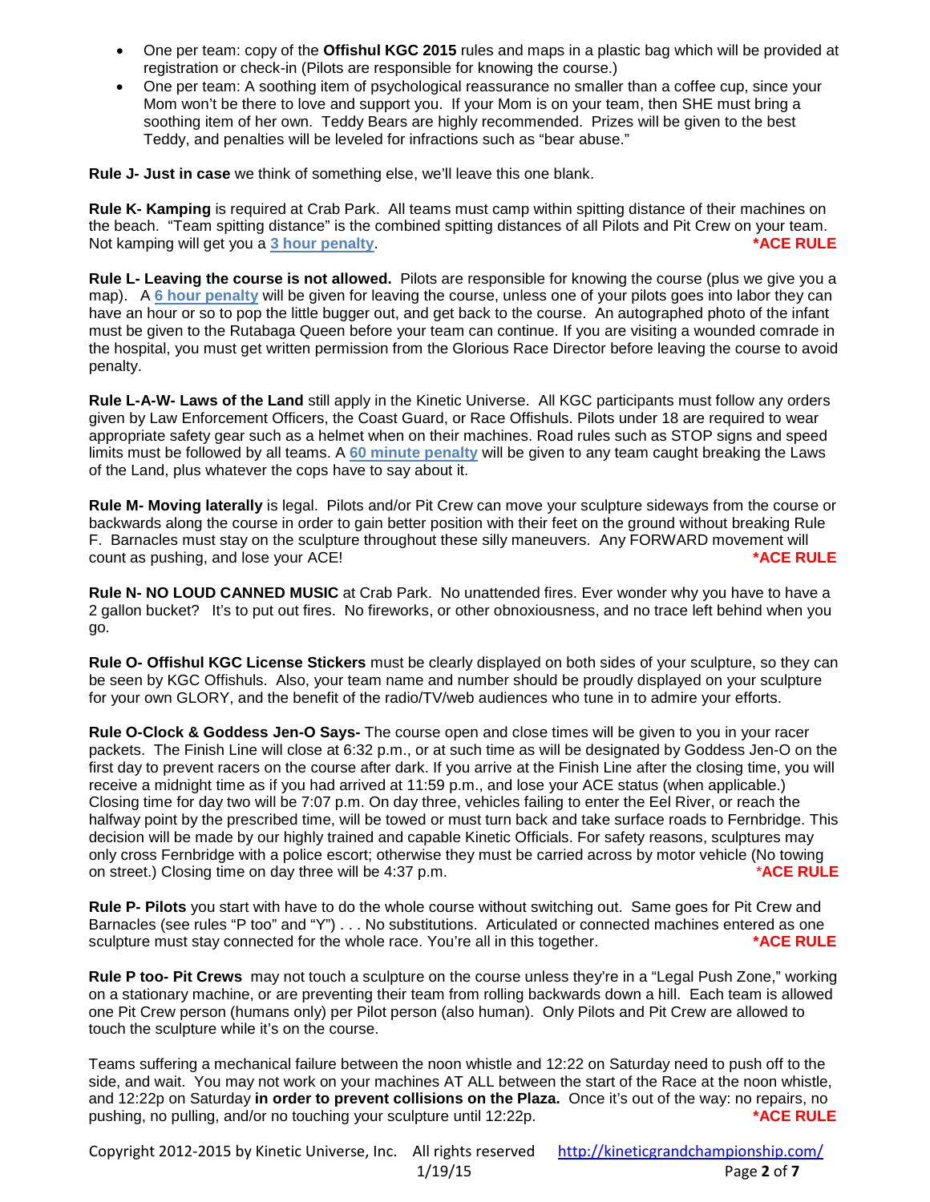- One per team: copy of the **Offishul KGC 2015** rules and maps in a plastic bag which will be provided at registration or check-in (Pilots are responsible for knowing the course.)
- One per team: A soothing item of psychological reassurance no smaller than a coffee cup, since your Mom won't be there to love and support you. If your Mom is on your team, then SHE must bring a soothing item of her own. Teddy Bears are highly recommended. Prizes will be given to the best Teddy, and penalties will be leveled for infractions such as "bear abuse."

**Rule J- Just in case** we think of something else, we'll leave this one blank.

**Rule K- Kamping** is required at Crab Park. All teams must camp within spitting distance of their machines on the beach. "Team spitting distance" is the combined spitting distances of all Pilots and Pit Crew on your team. Not kamping will get you a **3 hour penalty**. ***ACE RULE**

**Rule L- Leaving the course is not allowed.** Pilots are responsible for knowing the course (plus we give you a map). A **6 hour penalty** will be given for leaving the course, unless one of your pilots goes into labor they can have an hour or so to pop the little bugger out, and get back to the course. An autographed photo of the infant must be given to the Rutabaga Queen before your team can continue. If you are visiting a wounded comrade in the hospital, you must get written permission from the Glorious Race Director before leaving the course to avoid penalty.

**Rule L-A-W- Laws of the Land** still apply in the Kinetic Universe. All KGC participants must follow any orders given by Law Enforcement Officers, the Coast Guard, or Race Offishuls. Pilots under 18 are required to wear appropriate safety gear such as a helmet when on their machines. Road rules such as STOP signs and speed limits must be followed by all teams. A **60 minute penalty** will be given to any team caught breaking the Laws of the Land, plus whatever the cops have to say about it.

**Rule M- Moving laterally** is legal. Pilots and/or Pit Crew can move your sculpture sideways from the course or backwards along the course in order to gain better position with their feet on the ground without breaking Rule F. Barnacles must stay on the sculpture throughout these silly maneuvers. Any FORWARD movement will count as pushing, and lose your ACE! ***ACE RULE**

**Rule N- NO LOUD CANNED MUSIC** at Crab Park. No unattended fires. Ever wonder why you have to have a 2 gallon bucket? It's to put out fires. No fireworks, or other obnoxiousness, and no trace left behind when you go.

**Rule O- Offishul KGC License Stickers** must be clearly displayed on both sides of your sculpture, so they can be seen by KGC Offishuls. Also, your team name and number should be proudly displayed on your sculpture for your own GLORY, and the benefit of the radio/TV/web audiences who tune in to admire your efforts.

**Rule O-Clock & Goddess Jen-O Says-** The course open and close times will be given to you in your racer packets. The Finish Line will close at 6:32 p.m., or at such time as will be designated by Goddess Jen-O on the first day to prevent racers on the course after dark. If you arrive at the Finish Line after the closing time, you will receive a midnight time as if you had arrived at 11:59 p.m., and lose your ACE status (when applicable.) Closing time for day two will be 7:07 p.m. On day three, vehicles failing to enter the Eel River, or reach the halfway point by the prescribed time, will be towed or must turn back and take surface roads to Fernbridge. This decision will be made by our highly trained and capable Kinetic Officials. For safety reasons, sculptures may only cross Fernbridge with a police escort; otherwise they must be carried across by motor vehicle (No towing on street.) Closing time on day three will be 4:37 p.m. ***ACE RULE**

**Rule P- Pilots** you start with have to do the whole course without switching out. Same goes for Pit Crew and Barnacles (see rules "P too" and "Y") . . . No substitutions. Articulated or connected machines entered as one sculpture must stay connected for the whole race. You're all in this together. ***ACE RULE**

**Rule P too- Pit Crews** may not touch a sculpture on the course unless they're in a "Legal Push Zone," working on a stationary machine, or are preventing their team from rolling backwards down a hill. Each team is allowed one Pit Crew person (humans only) per Pilot person (also human). Only Pilots and Pit Crew are allowed to touch the sculpture while it's on the course.

Teams suffering a mechanical failure between the noon whistle and 12:22 on Saturday need to push off to the side, and wait. You may not work on your machines AT ALL between the start of the Race at the noon whistle, and 12:22p on Saturday **in order to prevent collisions on the Plaza.** Once it's out of the way: no repairs, no pushing, no pulling, and/or no touching your sculpture until 12:22p. ***ACE RULE**

Copyright 2012-2015 by Kinetic Universe, Inc. All rights reserved http://kineticgrandchampionship.com/
1/19/15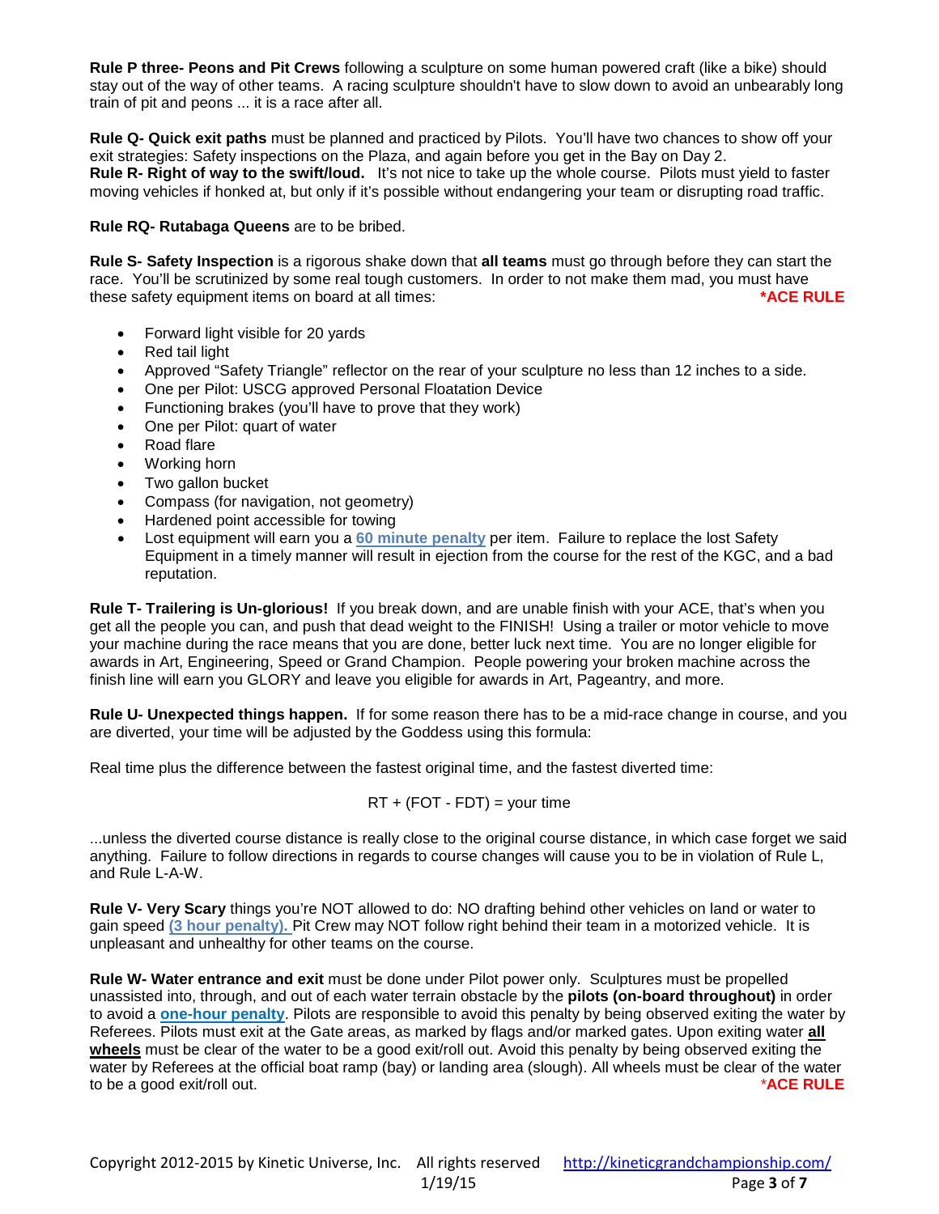**Rule P three- Peons and Pit Crews** following a sculpture on some human powered craft (like a bike) should stay out of the way of other teams. A racing sculpture shouldn't have to slow down to avoid an unbearably long train of pit and peons ... it is a race after all.

**Rule Q- Quick exit paths** must be planned and practiced by Pilots. You'll have two chances to show off your exit strategies: Safety inspections on the Plaza, and again before you get in the Bay on Day 2.
**Rule R- Right of way to the swift/loud.** It's not nice to take up the whole course. Pilots must yield to faster moving vehicles if honked at, but only if it's possible without endangering your team or disrupting road traffic.

**Rule RQ- Rutabaga Queens** are to be bribed.

**Rule S- Safety Inspection** is a rigorous shake down that **all teams** must go through before they can start the race. You'll be scrutinized by some real tough customers. In order to not make them mad, you must have these safety equipment items on board at all times: **\*ACE RULE**

- Forward light visible for 20 yards
- Red tail light
- Approved "Safety Triangle" reflector on the rear of your sculpture no less than 12 inches to a side.
- One per Pilot: USCG approved Personal Floatation Device
- Functioning brakes (you'll have to prove that they work)
- One per Pilot: quart of water
- Road flare
- Working horn
- Two gallon bucket
- Compass (for navigation, not geometry)
- Hardened point accessible for towing
- Lost equipment will earn you a **60 minute penalty** per item. Failure to replace the lost Safety Equipment in a timely manner will result in ejection from the course for the rest of the KGC, and a bad reputation.

**Rule T- Trailering is Un-glorious!** If you break down, and are unable finish with your ACE, that's when you get all the people you can, and push that dead weight to the FINISH! Using a trailer or motor vehicle to move your machine during the race means that you are done, better luck next time. You are no longer eligible for awards in Art, Engineering, Speed or Grand Champion. People powering your broken machine across the finish line will earn you GLORY and leave you eligible for awards in Art, Pageantry, and more.

**Rule U- Unexpected things happen.** If for some reason there has to be a mid-race change in course, and you are diverted, your time will be adjusted by the Goddess using this formula:

Real time plus the difference between the fastest original time, and the fastest diverted time:

$$RT + (FOT - FDT) = \text{your time}$$

...unless the diverted course distance is really close to the original course distance, in which case forget we said anything. Failure to follow directions in regards to course changes will cause you to be in violation of Rule L, and Rule L-A-W.

**Rule V- Very Scary** things you're NOT allowed to do: NO drafting behind other vehicles on land or water to gain speed **(3 hour penalty).** Pit Crew may NOT follow right behind their team in a motorized vehicle. It is unpleasant and unhealthy for other teams on the course.

**Rule W- Water entrance and exit** must be done under Pilot power only. Sculptures must be propelled unassisted into, through, and out of each water terrain obstacle by the **pilots (on-board throughout)** in order to avoid a **one-hour penalty**. Pilots are responsible to avoid this penalty by being observed exiting the water by Referees. Pilots must exit at the Gate areas, as marked by flags and/or marked gates. Upon exiting water **all wheels** must be clear of the water to be a good exit/roll out. Avoid this penalty by being observed exiting the water by Referees at the official boat ramp (bay) or landing area (slough). All wheels must be clear of the water to be a good exit/roll out. **\*ACE RULE**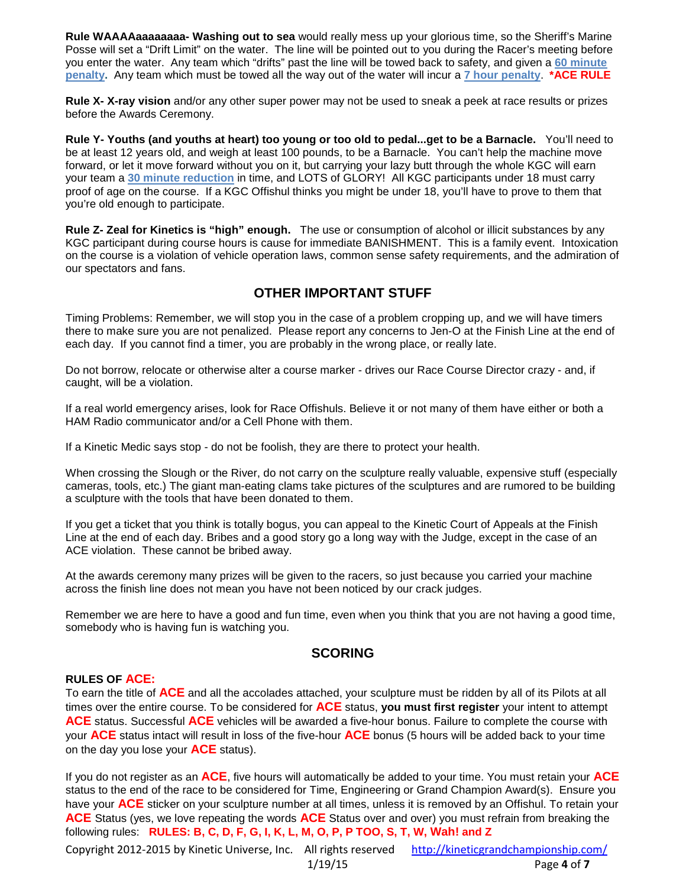**Rule WAAAAaaaaaaaa- Washing out to sea** would really mess up your glorious time, so the Sheriff's Marine Posse will set a "Drift Limit" on the water. The line will be pointed out to you during the Racer's meeting before you enter the water. Any team which "drifts" past the line will be towed back to safety, and given a **60 minute penalty.** Any team which must be towed all the way out of the water will incur a **7 hour penalty**. ***ACE RULE**

**Rule X- X-ray vision** and/or any other super power may not be used to sneak a peek at race results or prizes before the Awards Ceremony.

**Rule Y- Youths (and youths at heart) too young or too old to pedal...get to be a Barnacle.** You'll need to be at least 12 years old, and weigh at least 100 pounds, to be a Barnacle. You can't help the machine move forward, or let it move forward without you on it, but carrying your lazy butt through the whole KGC will earn your team a **30 minute reduction** in time, and LOTS of GLORY! All KGC participants under 18 must carry proof of age on the course. If a KGC Offishul thinks you might be under 18, you'll have to prove to them that you're old enough to participate.

**Rule Z- Zeal for Kinetics is "high" enough.** The use or consumption of alcohol or illicit substances by any KGC participant during course hours is cause for immediate BANISHMENT. This is a family event. Intoxication on the course is a violation of vehicle operation laws, common sense safety requirements, and the admiration of our spectators and fans.

## OTHER IMPORTANT STUFF

Timing Problems: Remember, we will stop you in the case of a problem cropping up, and we will have timers there to make sure you are not penalized. Please report any concerns to Jen-O at the Finish Line at the end of each day. If you cannot find a timer, you are probably in the wrong place, or really late.

Do not borrow, relocate or otherwise alter a course marker - drives our Race Course Director crazy - and, if caught, will be a violation.

If a real world emergency arises, look for Race Offishuls. Believe it or not many of them have either or both a HAM Radio communicator and/or a Cell Phone with them.

If a Kinetic Medic says stop - do not be foolish, they are there to protect your health.

When crossing the Slough or the River, do not carry on the sculpture really valuable, expensive stuff (especially cameras, tools, etc.) The giant man-eating clams take pictures of the sculptures and are rumored to be building a sculpture with the tools that have been donated to them.

If you get a ticket that you think is totally bogus, you can appeal to the Kinetic Court of Appeals at the Finish Line at the end of each day. Bribes and a good story go a long way with the Judge, except in the case of an ACE violation. These cannot be bribed away.

At the awards ceremony many prizes will be given to the racers, so just because you carried your machine across the finish line does not mean you have not been noticed by our crack judges.

Remember we are here to have a good and fun time, even when you think that you are not having a good time, somebody who is having fun is watching you.

## SCORING

**RULES OF ACE:**

To earn the title of **ACE** and all the accolades attached, your sculpture must be ridden by all of its Pilots at all times over the entire course. To be considered for **ACE** status, **you must first register** your intent to attempt **ACE** status. Successful **ACE** vehicles will be awarded a five-hour bonus. Failure to complete the course with your **ACE** status intact will result in loss of the five-hour **ACE** bonus (5 hours will be added back to your time on the day you lose your **ACE** status).

If you do not register as an **ACE**, five hours will automatically be added to your time. You must retain your **ACE** status to the end of the race to be considered for Time, Engineering or Grand Champion Award(s). Ensure you have your **ACE** sticker on your sculpture number at all times, unless it is removed by an Offishul. To retain your **ACE** Status (yes, we love repeating the words **ACE** Status over and over) you must refrain from breaking the following rules: **RULES: B, C, D, F, G, I, K, L, M, O, P, P TOO, S, T, W, Wah! and Z**

Copyright 2012-2015 by Kinetic Universe, Inc. All rights reserved http://kineticgrandchampionship.com/
1/19/15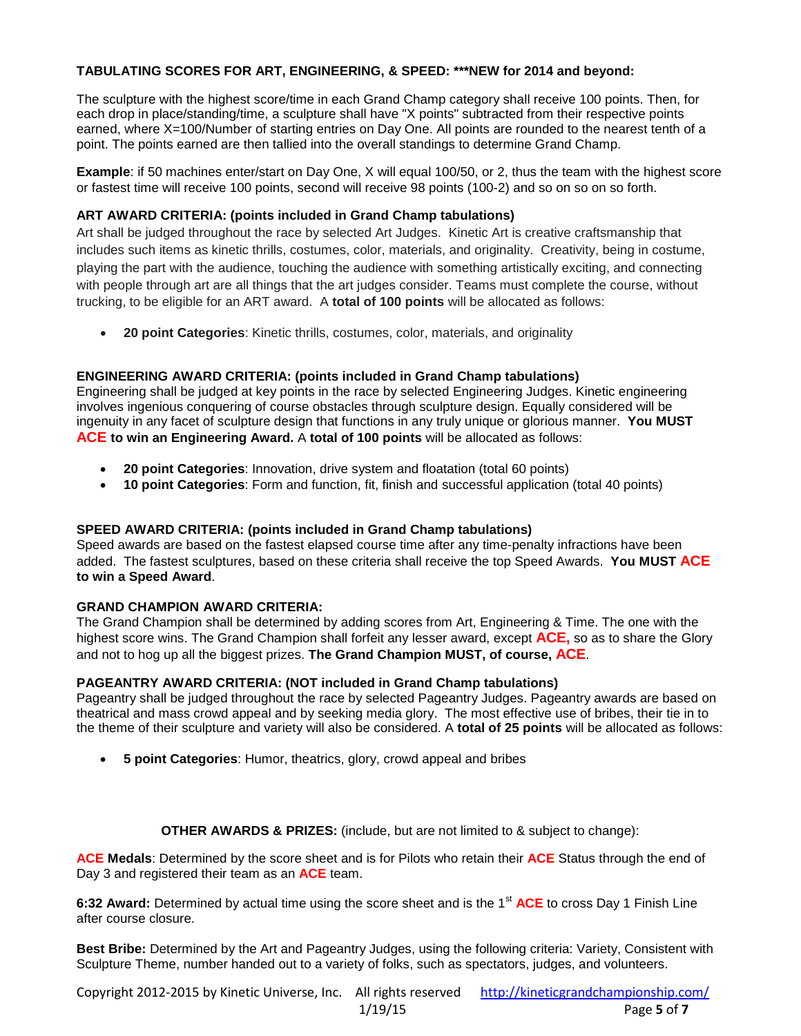**TABULATING SCORES FOR ART, ENGINEERING, & SPEED: \*\*\*NEW for 2014 and beyond:**

The sculpture with the highest score/time in each Grand Champ category shall receive 100 points. Then, for each drop in place/standing/time, a sculpture shall have "X points" subtracted from their respective points earned, where X=100/Number of starting entries on Day One. All points are rounded to the nearest tenth of a point. The points earned are then tallied into the overall standings to determine Grand Champ.

**Example**: if 50 machines enter/start on Day One, X will equal 100/50, or 2, thus the team with the highest score or fastest time will receive 100 points, second will receive 98 points (100-2) and so on so on so forth.

**ART AWARD CRITERIA: (points included in Grand Champ tabulations)**

Art shall be judged throughout the race by selected Art Judges. Kinetic Art is creative craftsmanship that includes such items as kinetic thrills, costumes, color, materials, and originality. Creativity, being in costume, playing the part with the audience, touching the audience with something artistically exciting, and connecting with people through art are all things that the art judges consider. Teams must complete the course, without trucking, to be eligible for an ART award. A **total of 100 points** will be allocated as follows:

- **20 point Categories**: Kinetic thrills, costumes, color, materials, and originality

**ENGINEERING AWARD CRITERIA: (points included in Grand Champ tabulations)**

Engineering shall be judged at key points in the race by selected Engineering Judges. Kinetic engineering involves ingenious conquering of course obstacles through sculpture design. Equally considered will be ingenuity in any facet of sculpture design that functions in any truly unique or glorious manner. **You MUST ACE to win an Engineering Award.** A **total of 100 points** will be allocated as follows:

- **20 point Categories**: Innovation, drive system and floatation (total 60 points)
- **10 point Categories**: Form and function, fit, finish and successful application (total 40 points)

**SPEED AWARD CRITERIA: (points included in Grand Champ tabulations)**

Speed awards are based on the fastest elapsed course time after any time-penalty infractions have been added. The fastest sculptures, based on these criteria shall receive the top Speed Awards. **You MUST ACE to win a Speed Award**.

**GRAND CHAMPION AWARD CRITERIA:**

The Grand Champion shall be determined by adding scores from Art, Engineering & Time. The one with the highest score wins. The Grand Champion shall forfeit any lesser award, except **ACE,** so as to share the Glory and not to hog up all the biggest prizes. **The Grand Champion MUST, of course, ACE**.

**PAGEANTRY AWARD CRITERIA: (NOT included in Grand Champ tabulations)**

Pageantry shall be judged throughout the race by selected Pageantry Judges. Pageantry awards are based on theatrical and mass crowd appeal and by seeking media glory. The most effective use of bribes, their tie in to the theme of their sculpture and variety will also be considered. A **total of 25 points** will be allocated as follows:

- **5 point Categories**: Humor, theatrics, glory, crowd appeal and bribes

**OTHER AWARDS & PRIZES:** (include, but are not limited to & subject to change):

**ACE Medals**: Determined by the score sheet and is for Pilots who retain their **ACE** Status through the end of Day 3 and registered their team as an **ACE** team.

**6:32 Award:** Determined by actual time using the score sheet and is the 1st **ACE** to cross Day 1 Finish Line after course closure.

**Best Bribe:** Determined by the Art and Pageantry Judges, using the following criteria: Variety, Consistent with Sculpture Theme, number handed out to a variety of folks, such as spectators, judges, and volunteers.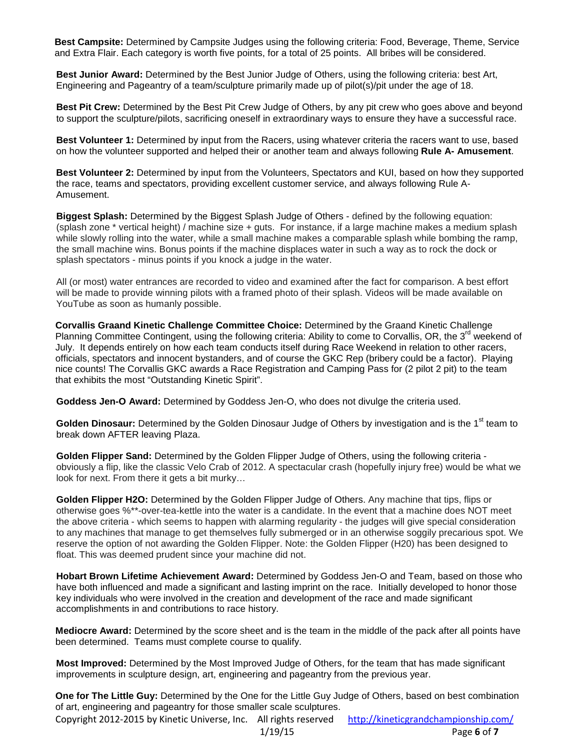**Best Campsite:** Determined by Campsite Judges using the following criteria: Food, Beverage, Theme, Service and Extra Flair. Each category is worth five points, for a total of 25 points. All bribes will be considered.

**Best Junior Award:** Determined by the Best Junior Judge of Others, using the following criteria: best Art, Engineering and Pageantry of a team/sculpture primarily made up of pilot(s)/pit under the age of 18.

**Best Pit Crew:** Determined by the Best Pit Crew Judge of Others, by any pit crew who goes above and beyond to support the sculpture/pilots, sacrificing oneself in extraordinary ways to ensure they have a successful race.

**Best Volunteer 1:** Determined by input from the Racers, using whatever criteria the racers want to use, based on how the volunteer supported and helped their or another team and always following **Rule A- Amusement**.

**Best Volunteer 2:** Determined by input from the Volunteers, Spectators and KUI, based on how they supported the race, teams and spectators, providing excellent customer service, and always following Rule A-Amusement.

**Biggest Splash:** Determined by the Biggest Splash Judge of Others - defined by the following equation: (splash zone * vertical height) / machine size + guts. For instance, if a large machine makes a medium splash while slowly rolling into the water, while a small machine makes a comparable splash while bombing the ramp, the small machine wins. Bonus points if the machine displaces water in such a way as to rock the dock or splash spectators - minus points if you knock a judge in the water.

All (or most) water entrances are recorded to video and examined after the fact for comparison. A best effort will be made to provide winning pilots with a framed photo of their splash. Videos will be made available on YouTube as soon as humanly possible.

**Corvallis Graand Kinetic Challenge Committee Choice:** Determined by the Graand Kinetic Challenge Planning Committee Contingent, using the following criteria: Ability to come to Corvallis, OR, the 3rd weekend of July. It depends entirely on how each team conducts itself during Race Weekend in relation to other racers, officials, spectators and innocent bystanders, and of course the GKC Rep (bribery could be a factor). Playing nice counts! The Corvallis GKC awards a Race Registration and Camping Pass for (2 pilot 2 pit) to the team that exhibits the most "Outstanding Kinetic Spirit".

**Goddess Jen-O Award:** Determined by Goddess Jen-O, who does not divulge the criteria used.

**Golden Dinosaur:** Determined by the Golden Dinosaur Judge of Others by investigation and is the 1st team to break down AFTER leaving Plaza.

**Golden Flipper Sand:** Determined by the Golden Flipper Judge of Others, using the following criteria - obviously a flip, like the classic Velo Crab of 2012. A spectacular crash (hopefully injury free) would be what we look for next. From there it gets a bit murky…

**Golden Flipper H2O:** Determined by the Golden Flipper Judge of Others. Any machine that tips, flips or otherwise goes %**-over-tea-kettle into the water is a candidate. In the event that a machine does NOT meet the above criteria - which seems to happen with alarming regularity - the judges will give special consideration to any machines that manage to get themselves fully submerged or in an otherwise soggily precarious spot. We reserve the option of not awarding the Golden Flipper. Note: the Golden Flipper (H20) has been designed to float. This was deemed prudent since your machine did not.

**Hobart Brown Lifetime Achievement Award:** Determined by Goddess Jen-O and Team, based on those who have both influenced and made a significant and lasting imprint on the race. Initially developed to honor those key individuals who were involved in the creation and development of the race and made significant accomplishments in and contributions to race history.

**Mediocre Award:** Determined by the score sheet and is the team in the middle of the pack after all points have been determined. Teams must complete course to qualify.

**Most Improved:** Determined by the Most Improved Judge of Others, for the team that has made significant improvements in sculpture design, art, engineering and pageantry from the previous year.

**One for The Little Guy:** Determined by the One for the Little Guy Judge of Others, based on best combination of art, engineering and pageantry for those smaller scale sculptures.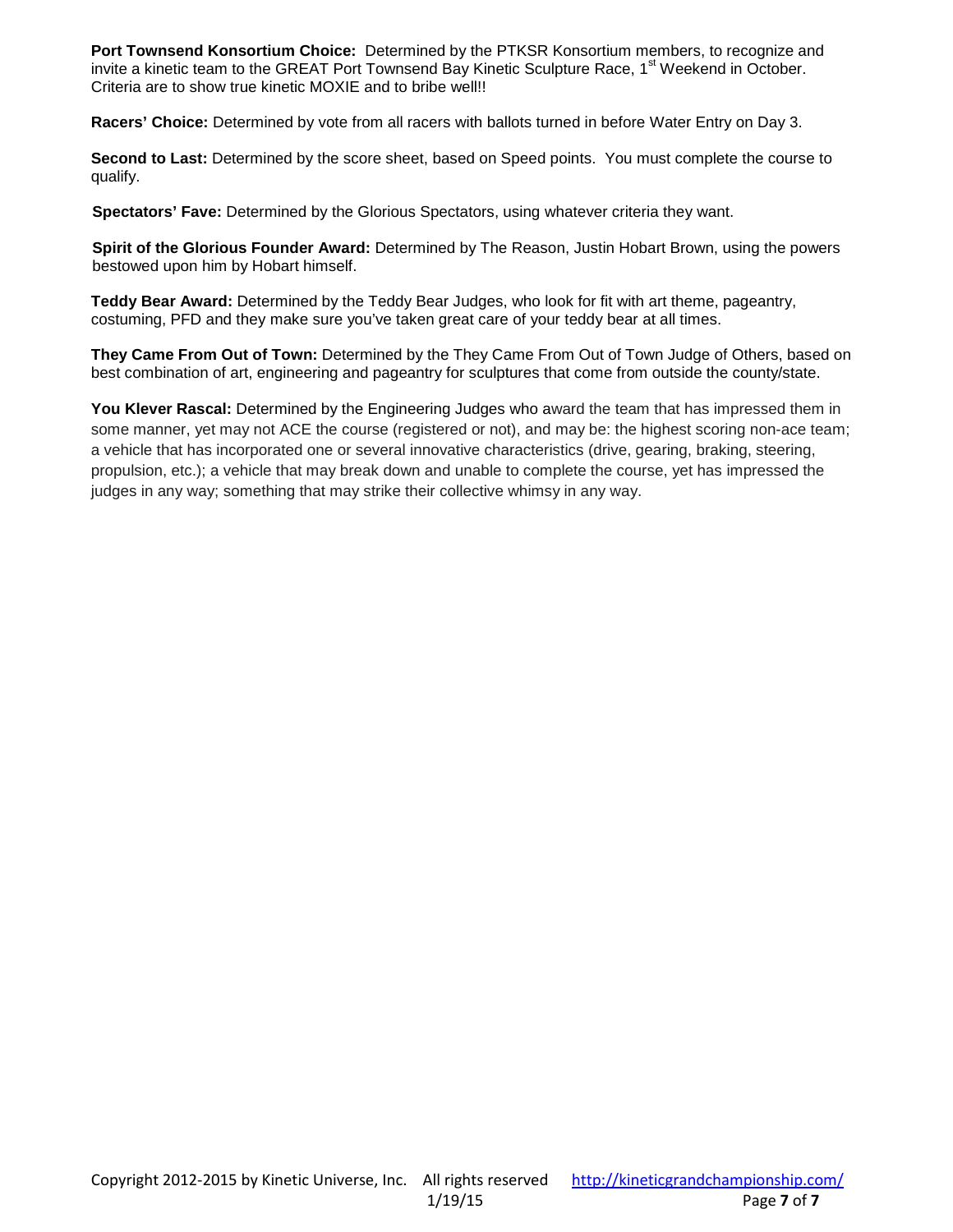**Port Townsend Konsortium Choice:** Determined by the PTKSR Konsortium members, to recognize and invite a kinetic team to the GREAT Port Townsend Bay Kinetic Sculpture Race, 1st Weekend in October. Criteria are to show true kinetic MOXIE and to bribe well!!

**Racers' Choice:** Determined by vote from all racers with ballots turned in before Water Entry on Day 3.

**Second to Last:** Determined by the score sheet, based on Speed points. You must complete the course to qualify.

**Spectators' Fave:** Determined by the Glorious Spectators, using whatever criteria they want.

**Spirit of the Glorious Founder Award:** Determined by The Reason, Justin Hobart Brown, using the powers bestowed upon him by Hobart himself.

**Teddy Bear Award:** Determined by the Teddy Bear Judges, who look for fit with art theme, pageantry, costuming, PFD and they make sure you've taken great care of your teddy bear at all times.

**They Came From Out of Town:** Determined by the They Came From Out of Town Judge of Others, based on best combination of art, engineering and pageantry for sculptures that come from outside the county/state.

**You Klever Rascal:** Determined by the Engineering Judges who award the team that has impressed them in some manner, yet may not ACE the course (registered or not), and may be: the highest scoring non-ace team; a vehicle that has incorporated one or several innovative characteristics (drive, gearing, braking, steering, propulsion, etc.); a vehicle that may break down and unable to complete the course, yet has impressed the judges in any way; something that may strike their collective whimsy in any way.

Copyright 2012-2015 by Kinetic Universe, Inc. All rights reserved http://kineticgrandchampionship.com/
1/19/15